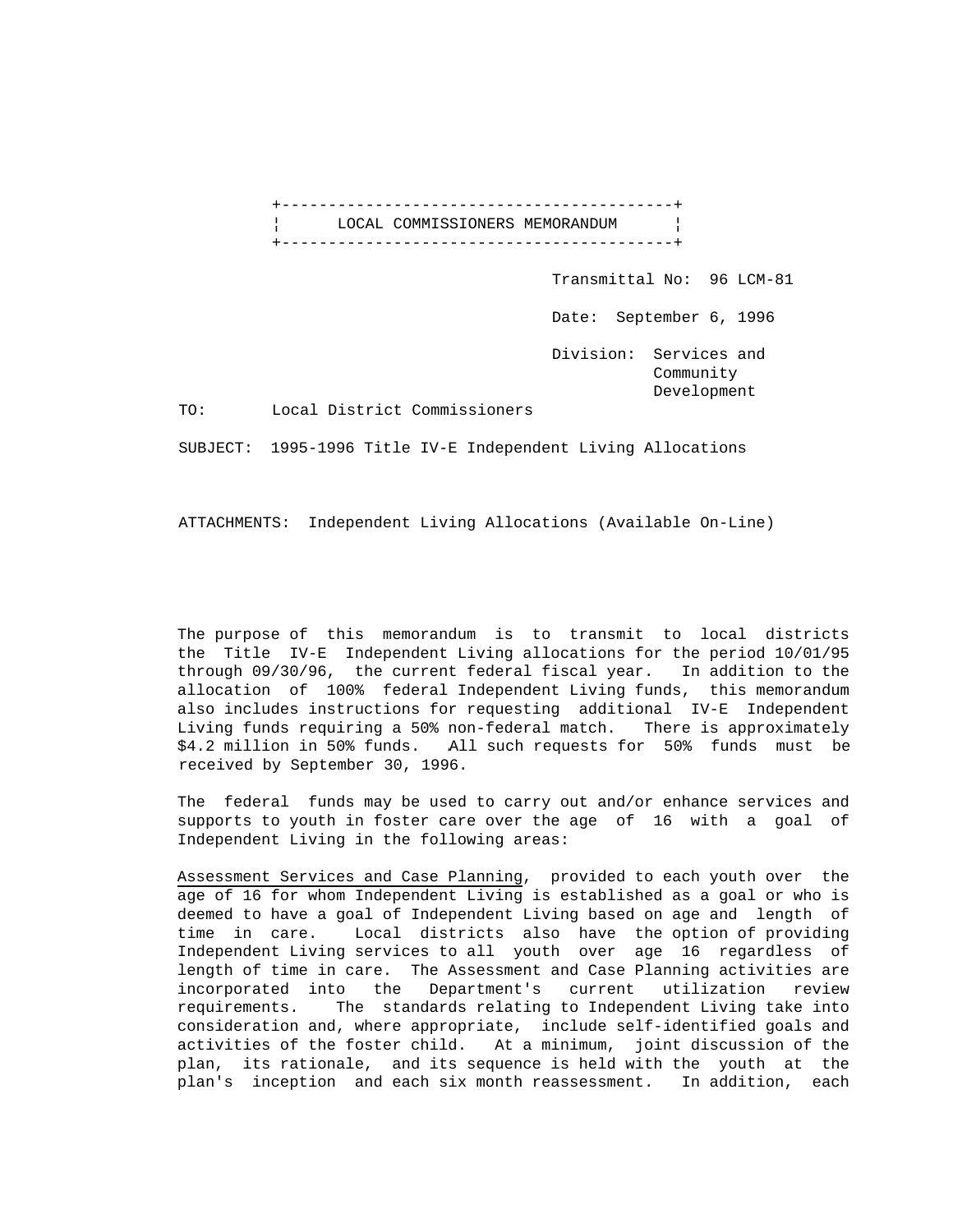# LOCAL COMMISSIONERS MEMORANDUM

Transmittal No: 96 LCM-81

Date: September 6, 1996

Division: Services and Community Development

TO: Local District Commissioners

SUBJECT: 1995-1996 Title IV-E Independent Living Allocations

ATTACHMENTS: Independent Living Allocations (Available On-Line)

The purpose of this memorandum is to transmit to local districts the Title IV-E Independent Living allocations for the period 10/01/95 through 09/30/96, the current federal fiscal year. In addition to the allocation of 100% federal Independent Living funds, this memorandum also includes instructions for requesting additional IV-E Independent Living funds requiring a 50% non-federal match. There is approximately $4.2 million in 50% funds. All such requests for 50% funds must be received by September 30, 1996.

The federal funds may be used to carry out and/or enhance services and supports to youth in foster care over the age of 16 with a goal of Independent Living in the following areas:

<u>Assessment Services and Case Planning</u>, provided to each youth over the age of 16 for whom Independent Living is established as a goal or who is deemed to have a goal of Independent Living based on age and length of time in care. Local districts also have the option of providing Independent Living services to all youth over age 16 regardless of length of time in care. The Assessment and Case Planning activities are incorporated into the Department's current utilization review requirements. The standards relating to Independent Living take into consideration and, where appropriate, include self-identified goals and activities of the foster child. At a minimum, joint discussion of the plan, its rationale, and its sequence is held with the youth at the plan's inception and each six month reassessment. In addition, each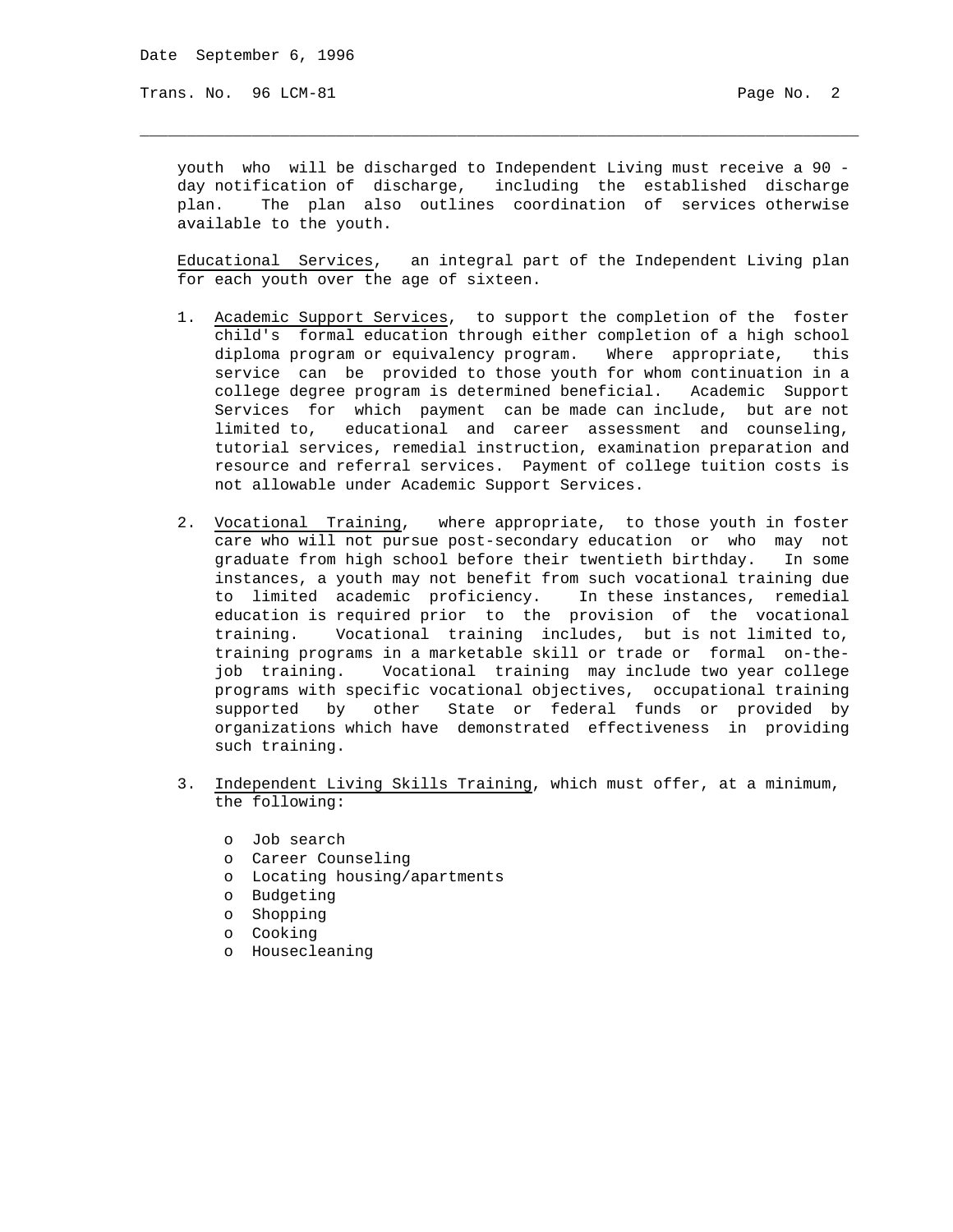youth who will be discharged to Independent Living must receive a 90 - day notification of discharge, including the established discharge plan. The plan also outlines coordination of services otherwise available to the youth.

Educational Services, an integral part of the Independent Living plan for each youth over the age of sixteen.

1. Academic Support Services, to support the completion of the foster child's formal education through either completion of a high school diploma program or equivalency program. Where appropriate, this service can be provided to those youth for whom continuation in a college degree program is determined beneficial. Academic Support Services for which payment can be made can include, but are not limited to, educational and career assessment and counseling, tutorial services, remedial instruction, examination preparation and resource and referral services. Payment of college tuition costs is not allowable under Academic Support Services.

2. Vocational Training, where appropriate, to those youth in foster care who will not pursue post-secondary education or who may not graduate from high school before their twentieth birthday. In some instances, a youth may not benefit from such vocational training due to limited academic proficiency. In these instances, remedial education is required prior to the provision of the vocational training. Vocational training includes, but is not limited to, training programs in a marketable skill or trade or formal on-the-job training. Vocational training may include two year college programs with specific vocational objectives, occupational training supported by other State or federal funds or provided by organizations which have demonstrated effectiveness in providing such training.

3. Independent Living Skills Training, which must offer, at a minimum, the following:

   - Job search
   - Career Counseling
   - Locating housing/apartments
   - Budgeting
   - Shopping
   - Cooking
   - Housecleaning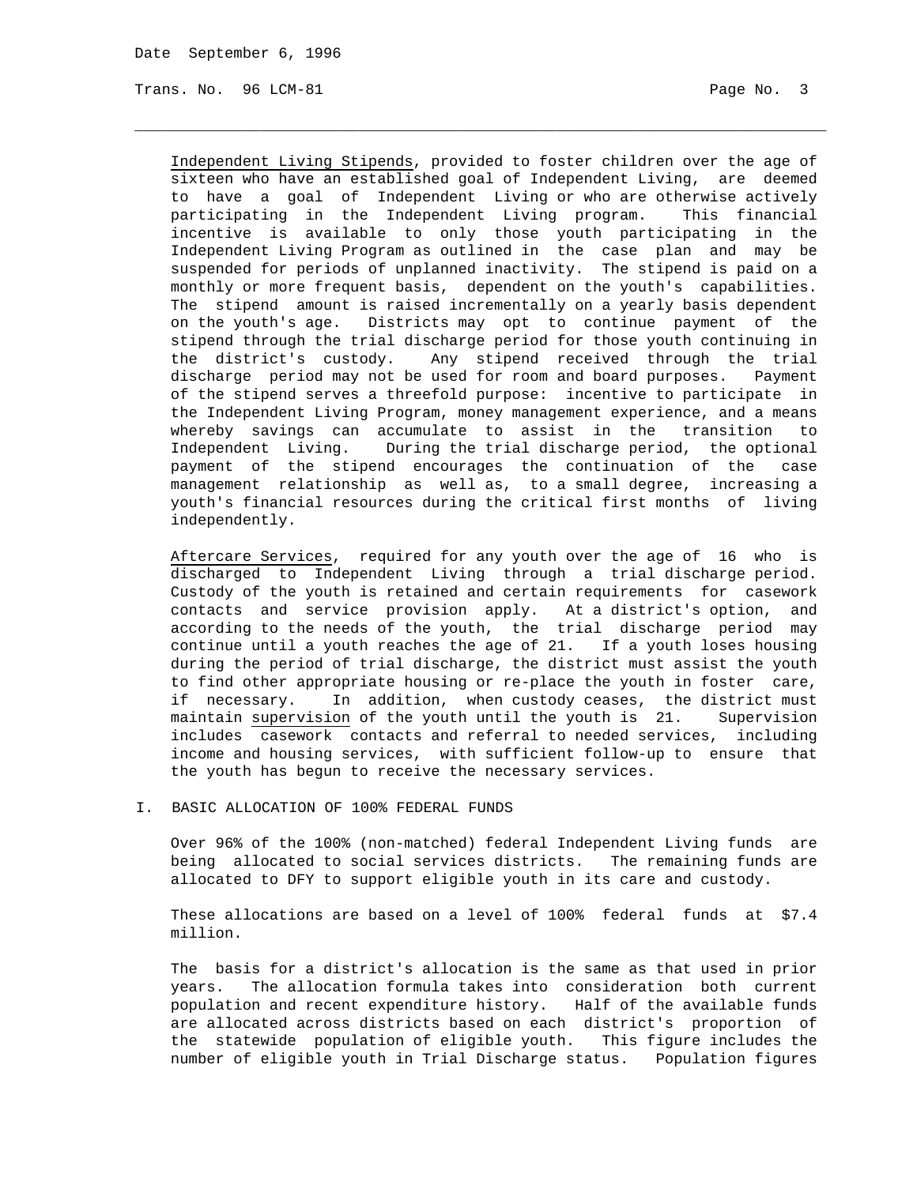Independent Living Stipends, provided to foster children over the age of sixteen who have an established goal of Independent Living, are deemed to have a goal of Independent Living or who are otherwise actively participating in the Independent Living program. This financial incentive is available to only those youth participating in the Independent Living Program as outlined in the case plan and may be suspended for periods of unplanned inactivity. The stipend is paid on a monthly or more frequent basis, dependent on the youth's capabilities. The stipend amount is raised incrementally on a yearly basis dependent on the youth's age. Districts may opt to continue payment of the stipend through the trial discharge period for those youth continuing in the district's custody. Any stipend received through the trial discharge period may not be used for room and board purposes. Payment of the stipend serves a threefold purpose: incentive to participate in the Independent Living Program, money management experience, and a means whereby savings can accumulate to assist in the transition to Independent Living. During the trial discharge period, the optional payment of the stipend encourages the continuation of the case management relationship as well as, to a small degree, increasing a youth's financial resources during the critical first months of living independently.

Aftercare Services, required for any youth over the age of 16 who is discharged to Independent Living through a trial discharge period. Custody of the youth is retained and certain requirements for casework contacts and service provision apply. At a district's option, and according to the needs of the youth, the trial discharge period may continue until a youth reaches the age of 21. If a youth loses housing during the period of trial discharge, the district must assist the youth to find other appropriate housing or re-place the youth in foster care, if necessary. In addition, when custody ceases, the district must maintain supervision of the youth until the youth is 21. Supervision includes casework contacts and referral to needed services, including income and housing services, with sufficient follow-up to ensure that the youth has begun to receive the necessary services.

## I. BASIC ALLOCATION OF 100% FEDERAL FUNDS

Over 96% of the 100% (non-matched) federal Independent Living funds are being allocated to social services districts. The remaining funds are allocated to DFY to support eligible youth in its care and custody.

These allocations are based on a level of 100% federal funds at $7.4 million.

The basis for a district's allocation is the same as that used in prior years. The allocation formula takes into consideration both current population and recent expenditure history. Half of the available funds are allocated across districts based on each district's proportion of the statewide population of eligible youth. This figure includes the number of eligible youth in Trial Discharge status. Population figures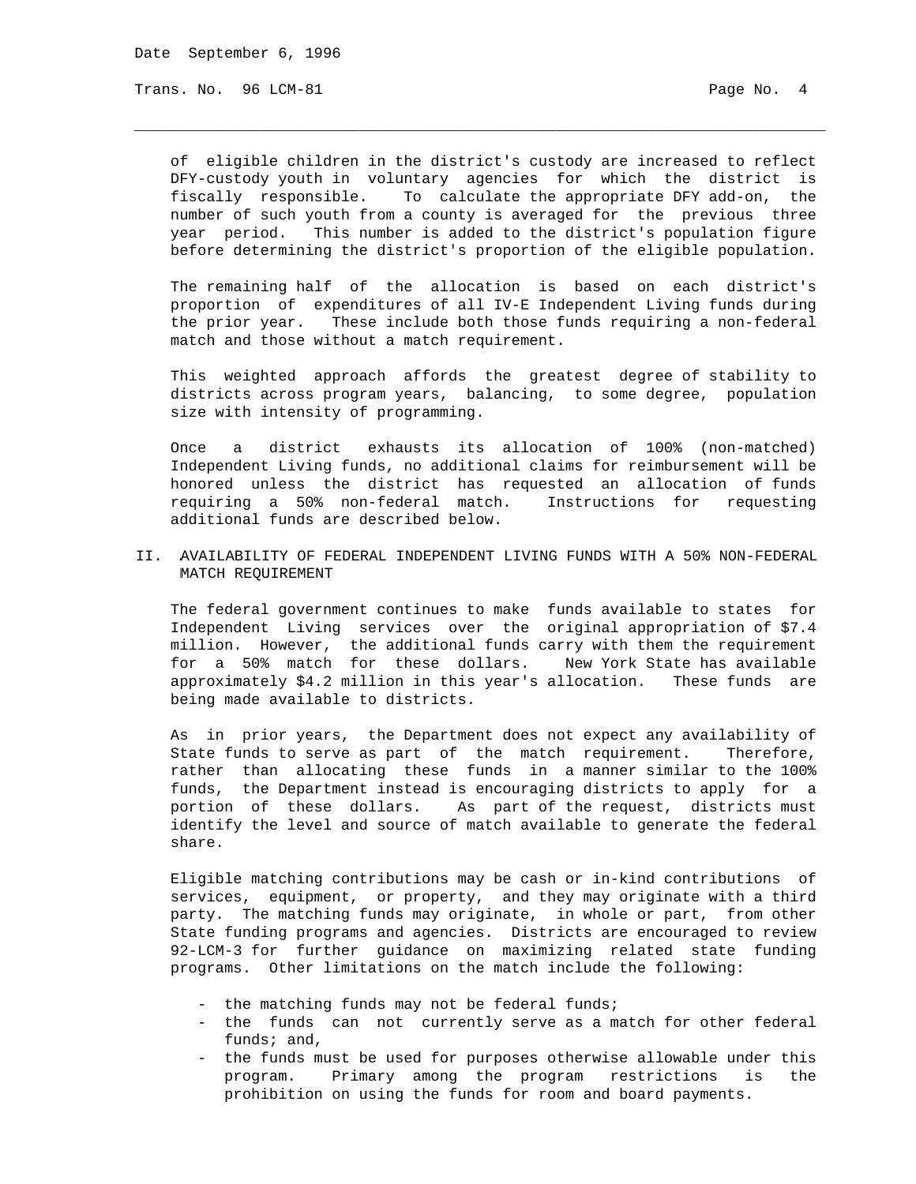of eligible children in the district's custody are increased to reflect DFY-custody youth in voluntary agencies for which the district is fiscally responsible. To calculate the appropriate DFY add-on, the number of such youth from a county is averaged for the previous three year period. This number is added to the district's population figure before determining the district's proportion of the eligible population.

The remaining half of the allocation is based on each district's proportion of expenditures of all IV-E Independent Living funds during the prior year. These include both those funds requiring a non-federal match and those without a match requirement.

This weighted approach affords the greatest degree of stability to districts across program years, balancing, to some degree, population size with intensity of programming.

Once a district exhausts its allocation of 100% (non-matched) Independent Living funds, no additional claims for reimbursement will be honored unless the district has requested an allocation of funds requiring a 50% non-federal match. Instructions for requesting additional funds are described below.

## II. AVAILABILITY OF FEDERAL INDEPENDENT LIVING FUNDS WITH A 50% NON-FEDERAL MATCH REQUIREMENT

The federal government continues to make funds available to states for Independent Living services over the original appropriation of $7.4 million. However, the additional funds carry with them the requirement for a 50% match for these dollars. New York State has available approximately $4.2 million in this year's allocation. These funds are being made available to districts.

As in prior years, the Department does not expect any availability of State funds to serve as part of the match requirement. Therefore, rather than allocating these funds in a manner similar to the 100% funds, the Department instead is encouraging districts to apply for a portion of these dollars. As part of the request, districts must identify the level and source of match available to generate the federal share.

Eligible matching contributions may be cash or in-kind contributions of services, equipment, or property, and they may originate with a third party. The matching funds may originate, in whole or part, from other State funding programs and agencies. Districts are encouraged to review 92-LCM-3 for further guidance on maximizing related state funding programs. Other limitations on the match include the following:

- the matching funds may not be federal funds;
- the funds can not currently serve as a match for other federal funds; and,
- the funds must be used for purposes otherwise allowable under this program. Primary among the program restrictions is the prohibition on using the funds for room and board payments.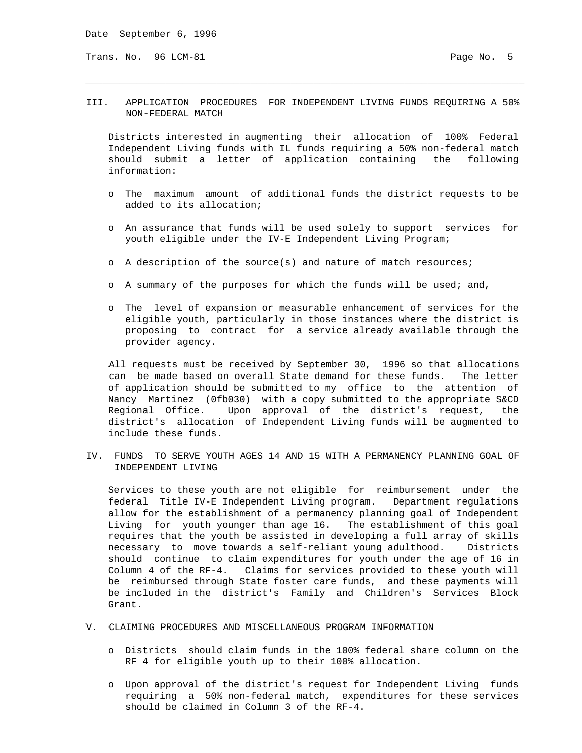## III. APPLICATION PROCEDURES FOR INDEPENDENT LIVING FUNDS REQUIRING A 50% NON-FEDERAL MATCH

Districts interested in augmenting their allocation of 100% Federal Independent Living funds with IL funds requiring a 50% non-federal match should submit a letter of application containing the following information:

- The maximum amount of additional funds the district requests to be added to its allocation;
- An assurance that funds will be used solely to support services for youth eligible under the IV-E Independent Living Program;
- A description of the source(s) and nature of match resources;
- A summary of the purposes for which the funds will be used; and,
- The level of expansion or measurable enhancement of services for the eligible youth, particularly in those instances where the district is proposing to contract for a service already available through the provider agency.

All requests must be received by September 30, 1996 so that allocations can be made based on overall State demand for these funds. The letter of application should be submitted to my office to the attention of Nancy Martinez (0fb030) with a copy submitted to the appropriate S&CD Regional Office. Upon approval of the district's request, the district's allocation of Independent Living funds will be augmented to include these funds.

## IV. FUNDS TO SERVE YOUTH AGES 14 AND 15 WITH A PERMANENCY PLANNING GOAL OF INDEPENDENT LIVING

Services to these youth are not eligible for reimbursement under the federal Title IV-E Independent Living program. Department regulations allow for the establishment of a permanency planning goal of Independent Living for youth younger than age 16. The establishment of this goal requires that the youth be assisted in developing a full array of skills necessary to move towards a self-reliant young adulthood. Districts should continue to claim expenditures for youth under the age of 16 in Column 4 of the RF-4. Claims for services provided to these youth will be reimbursed through State foster care funds, and these payments will be included in the district's Family and Children's Services Block Grant.

## V. CLAIMING PROCEDURES AND MISCELLANEOUS PROGRAM INFORMATION

- Districts should claim funds in the 100% federal share column on the RF 4 for eligible youth up to their 100% allocation.
- Upon approval of the district's request for Independent Living funds requiring a 50% non-federal match, expenditures for these services should be claimed in Column 3 of the RF-4.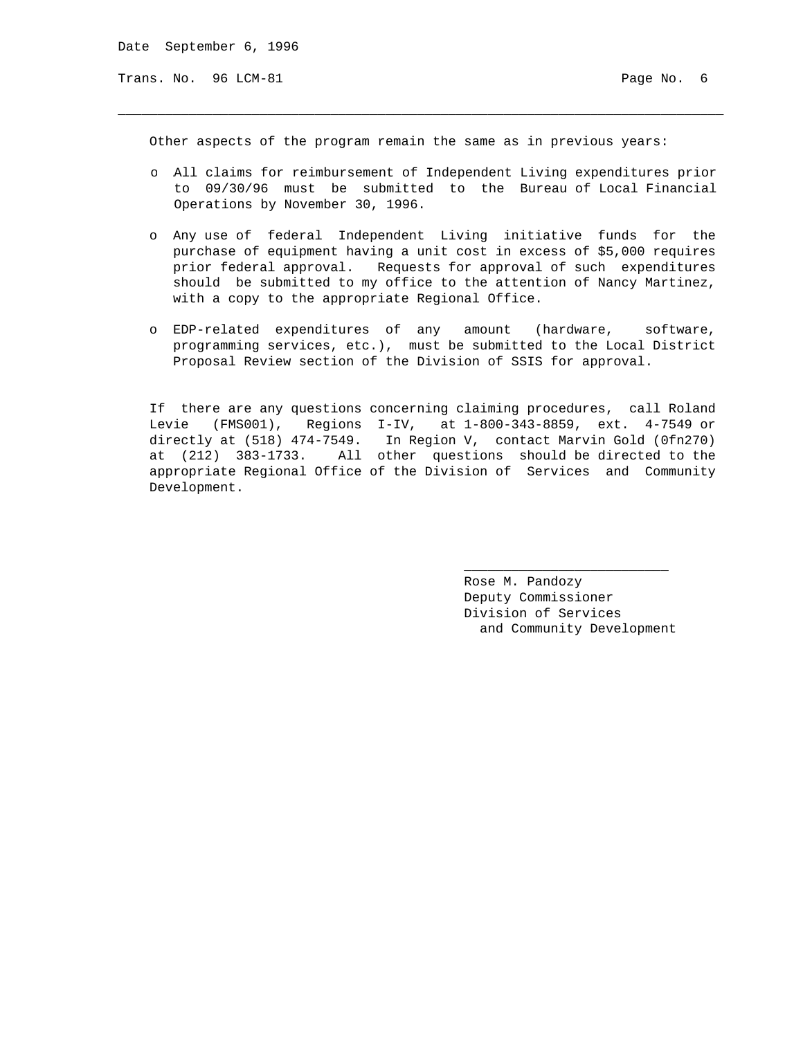Other aspects of the program remain the same as in previous years:

- All claims for reimbursement of Independent Living expenditures prior to 09/30/96 must be submitted to the Bureau of Local Financial Operations by November 30, 1996.

- Any use of federal Independent Living initiative funds for the purchase of equipment having a unit cost in excess of $5,000 requires prior federal approval. Requests for approval of such expenditures should be submitted to my office to the attention of Nancy Martinez, with a copy to the appropriate Regional Office.

- EDP-related expenditures of any amount (hardware, software, programming services, etc.), must be submitted to the Local District Proposal Review section of the Division of SSIS for approval.

If there are any questions concerning claiming procedures, call Roland Levie (FMS001), Regions I-IV, at 1-800-343-8859, ext. 4-7549 or directly at (518) 474-7549. In Region V, contact Marvin Gold (0fn270) at (212) 383-1733. All other questions should be directed to the appropriate Regional Office of the Division of Services and Community Development.

Rose M. Pandozy
Deputy Commissioner
Division of Services
and Community Development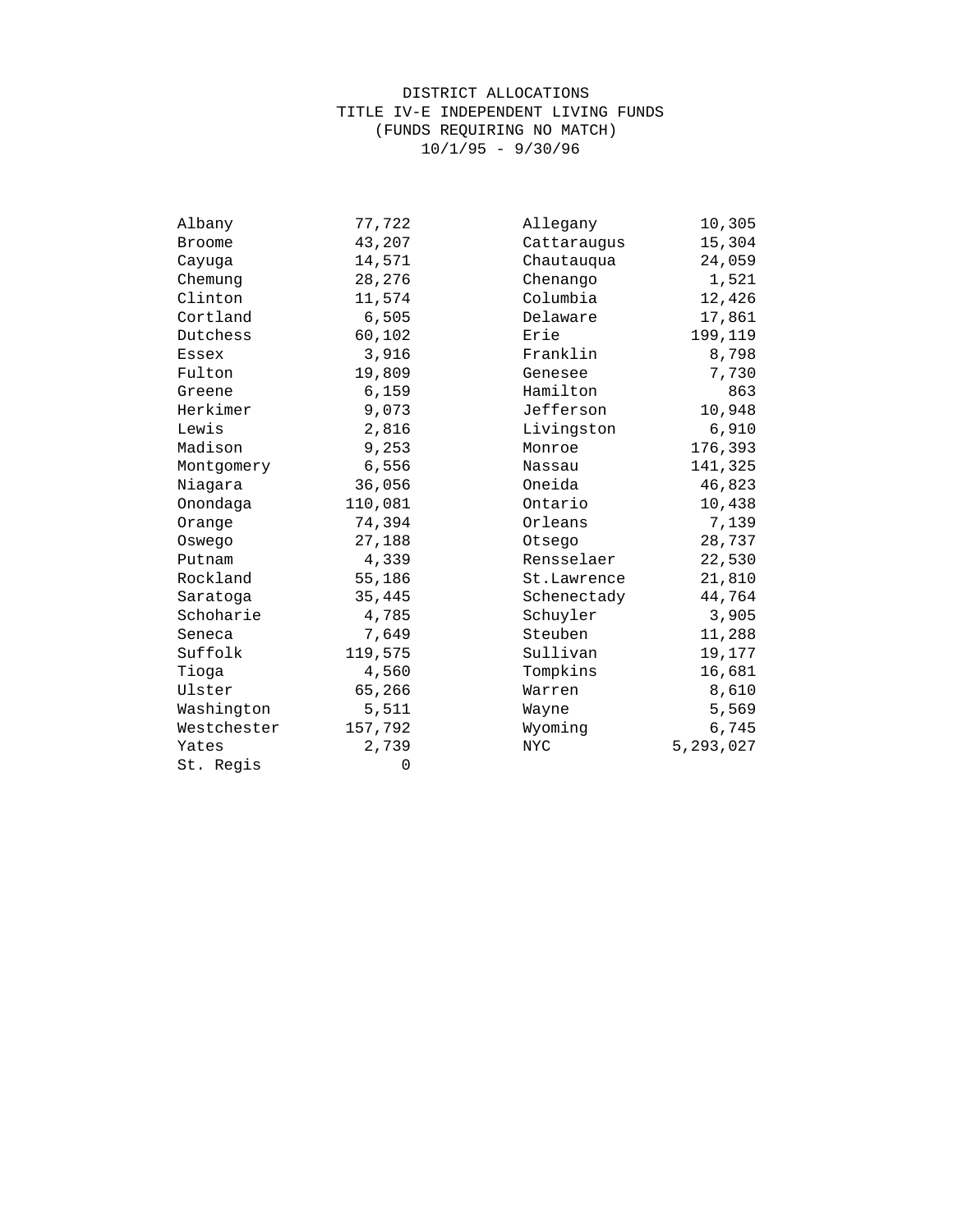# DISTRICT ALLOCATIONS
## TITLE IV-E INDEPENDENT LIVING FUNDS
## (FUNDS REQUIRING NO MATCH)
## 10/1/95 - 9/30/96

| | | | |
|---|---|---|---|
| Albany | 77,722 | Allegany | 10,305 |
| Broome | 43,207 | Cattaraugus | 15,304 |
| Cayuga | 14,571 | Chautauqua | 24,059 |
| Chemung | 28,276 | Chenango | 1,521 |
| Clinton | 11,574 | Columbia | 12,426 |
| Cortland | 6,505 | Delaware | 17,861 |
| Dutchess | 60,102 | Erie | 199,119 |
| Essex | 3,916 | Franklin | 8,798 |
| Fulton | 19,809 | Genesee | 7,730 |
| Greene | 6,159 | Hamilton | 863 |
| Herkimer | 9,073 | Jefferson | 10,948 |
| Lewis | 2,816 | Livingston | 6,910 |
| Madison | 9,253 | Monroe | 176,393 |
| Montgomery | 6,556 | Nassau | 141,325 |
| Niagara | 36,056 | Oneida | 46,823 |
| Onondaga | 110,081 | Ontario | 10,438 |
| Orange | 74,394 | Orleans | 7,139 |
| Oswego | 27,188 | Otsego | 28,737 |
| Putnam | 4,339 | Rensselaer | 22,530 |
| Rockland | 55,186 | St.Lawrence | 21,810 |
| Saratoga | 35,445 | Schenectady | 44,764 |
| Schoharie | 4,785 | Schuyler | 3,905 |
| Seneca | 7,649 | Steuben | 11,288 |
| Suffolk | 119,575 | Sullivan | 19,177 |
| Tioga | 4,560 | Tompkins | 16,681 |
| Ulster | 65,266 | Warren | 8,610 |
| Washington | 5,511 | Wayne | 5,569 |
| Westchester | 157,792 | Wyoming | 6,745 |
| Yates | 2,739 | NYC | 5,293,027 |
| St. Regis | 0 | | |